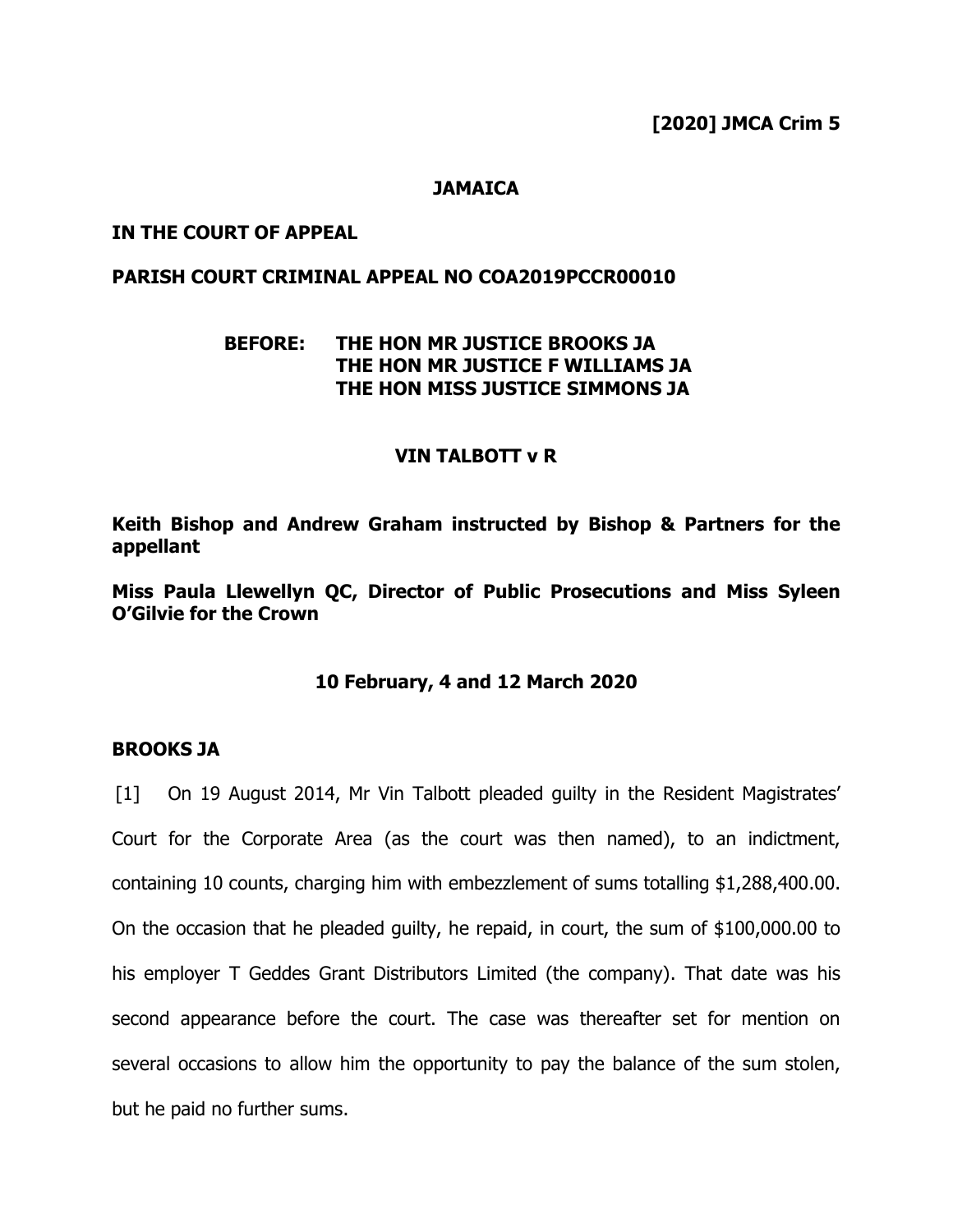**[2020] JMCA Crim 5**

**JAMAICA**

**IN THE COURT OF APPEAL**

**PARISH COURT CRIMINAL APPEAL NO COA2019PCCR00010**

**BEFORE: THE HON MR JUSTICE BROOKS JA**
**THE HON MR JUSTICE F WILLIAMS JA**
**THE HON MISS JUSTICE SIMMONS JA**

**VIN TALBOTT v R**

**Keith Bishop and Andrew Graham instructed by Bishop & Partners for the appellant**

**Miss Paula Llewellyn QC, Director of Public Prosecutions and Miss Syleen O'Gilvie for the Crown**

**10 February, 4 and 12 March 2020**

**BROOKS JA**

[1] On 19 August 2014, Mr Vin Talbott pleaded guilty in the Resident Magistrates' Court for the Corporate Area (as the court was then named), to an indictment, containing 10 counts, charging him with embezzlement of sums totalling $1,288,400.00. On the occasion that he pleaded guilty, he repaid, in court, the sum of $100,000.00 to his employer T Geddes Grant Distributors Limited (the company). That date was his second appearance before the court. The case was thereafter set for mention on several occasions to allow him the opportunity to pay the balance of the sum stolen, but he paid no further sums.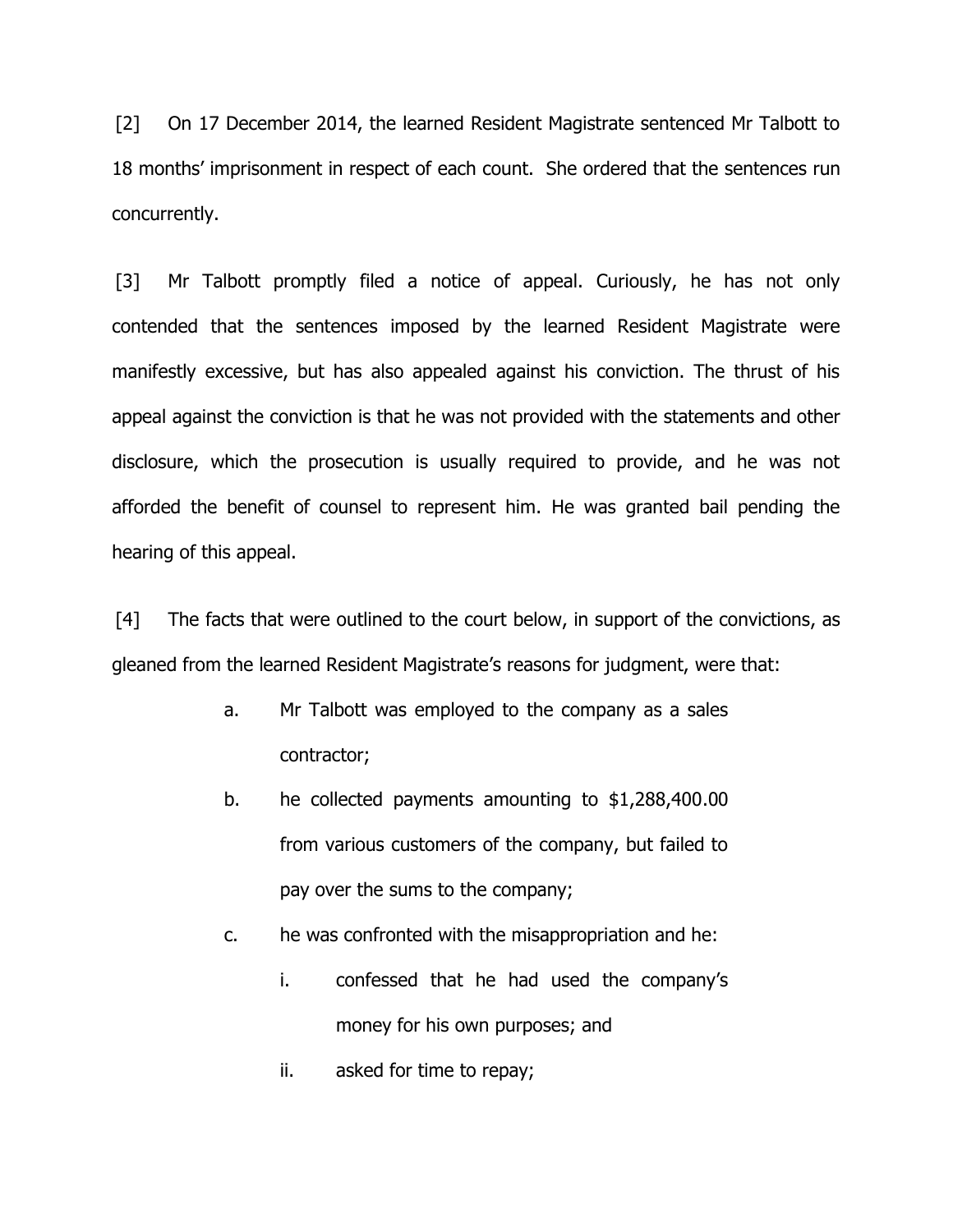[2] On 17 December 2014, the learned Resident Magistrate sentenced Mr Talbott to 18 months' imprisonment in respect of each count. She ordered that the sentences run concurrently.

[3] Mr Talbott promptly filed a notice of appeal. Curiously, he has not only contended that the sentences imposed by the learned Resident Magistrate were manifestly excessive, but has also appealed against his conviction. The thrust of his appeal against the conviction is that he was not provided with the statements and other disclosure, which the prosecution is usually required to provide, and he was not afforded the benefit of counsel to represent him. He was granted bail pending the hearing of this appeal.

[4] The facts that were outlined to the court below, in support of the convictions, as gleaned from the learned Resident Magistrate's reasons for judgment, were that:

> a. Mr Talbott was employed to the company as a sales contractor;
>
> b. he collected payments amounting to $1,288,400.00 from various customers of the company, but failed to pay over the sums to the company;
>
> c. he was confronted with the misappropriation and he:
>
> > i. confessed that he had used the company's money for his own purposes; and
> >
> > ii. asked for time to repay;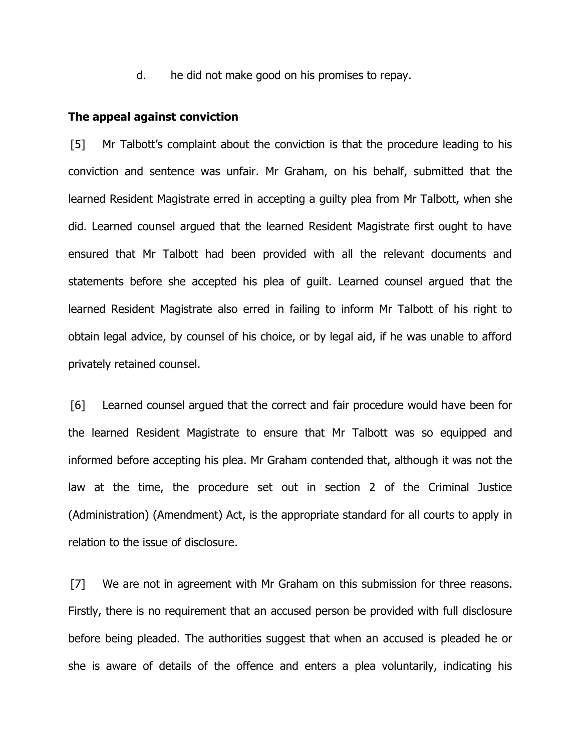d. he did not make good on his promises to repay.

**The appeal against conviction**

[5] Mr Talbott's complaint about the conviction is that the procedure leading to his conviction and sentence was unfair. Mr Graham, on his behalf, submitted that the learned Resident Magistrate erred in accepting a guilty plea from Mr Talbott, when she did. Learned counsel argued that the learned Resident Magistrate first ought to have ensured that Mr Talbott had been provided with all the relevant documents and statements before she accepted his plea of guilt. Learned counsel argued that the learned Resident Magistrate also erred in failing to inform Mr Talbott of his right to obtain legal advice, by counsel of his choice, or by legal aid, if he was unable to afford privately retained counsel.

[6] Learned counsel argued that the correct and fair procedure would have been for the learned Resident Magistrate to ensure that Mr Talbott was so equipped and informed before accepting his plea. Mr Graham contended that, although it was not the law at the time, the procedure set out in section 2 of the Criminal Justice (Administration) (Amendment) Act, is the appropriate standard for all courts to apply in relation to the issue of disclosure.

[7] We are not in agreement with Mr Graham on this submission for three reasons. Firstly, there is no requirement that an accused person be provided with full disclosure before being pleaded. The authorities suggest that when an accused is pleaded he or she is aware of details of the offence and enters a plea voluntarily, indicating his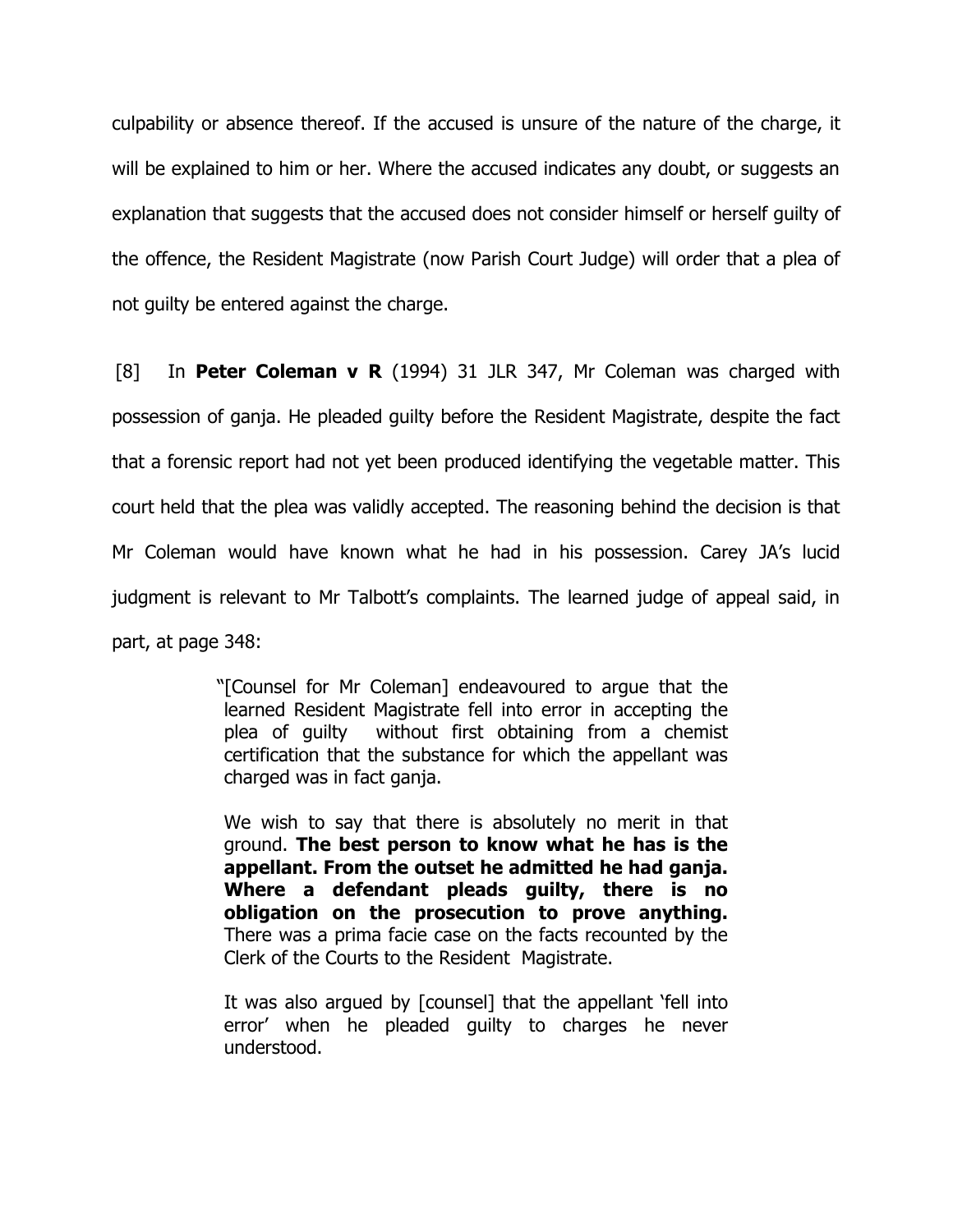culpability or absence thereof. If the accused is unsure of the nature of the charge, it will be explained to him or her. Where the accused indicates any doubt, or suggests an explanation that suggests that the accused does not consider himself or herself guilty of the offence, the Resident Magistrate (now Parish Court Judge) will order that a plea of not guilty be entered against the charge.

[8] In **Peter Coleman v R** (1994) 31 JLR 347, Mr Coleman was charged with possession of ganja. He pleaded guilty before the Resident Magistrate, despite the fact that a forensic report had not yet been produced identifying the vegetable matter. This court held that the plea was validly accepted. The reasoning behind the decision is that Mr Coleman would have known what he had in his possession. Carey JA's lucid judgment is relevant to Mr Talbott's complaints. The learned judge of appeal said, in part, at page 348:

> "[Counsel for Mr Coleman] endeavoured to argue that the learned Resident Magistrate fell into error in accepting the plea of guilty without first obtaining from a chemist certification that the substance for which the appellant was charged was in fact ganja.
>
> We wish to say that there is absolutely no merit in that ground. **The best person to know what he has is the appellant. From the outset he admitted he had ganja. Where a defendant pleads guilty, there is no obligation on the prosecution to prove anything.** There was a prima facie case on the facts recounted by the Clerk of the Courts to the Resident Magistrate.
>
> It was also argued by [counsel] that the appellant 'fell into error' when he pleaded guilty to charges he never understood.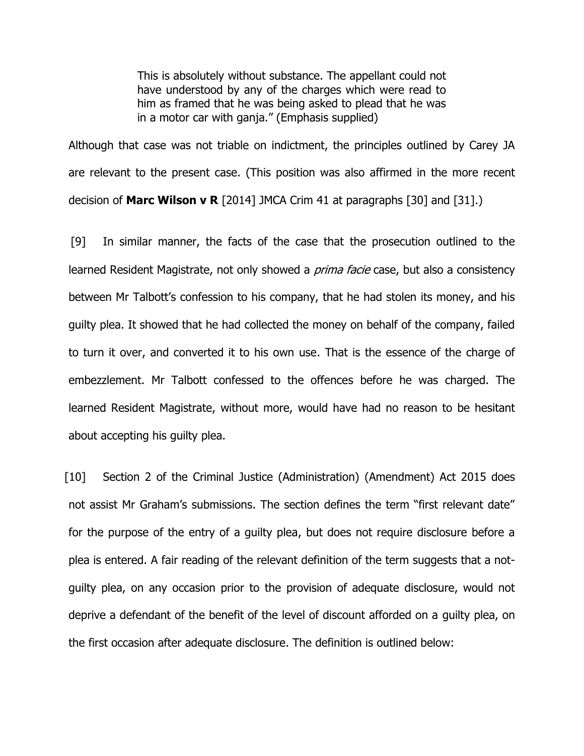> This is absolutely without substance. The appellant could not have understood by any of the charges which were read to him as framed that he was being asked to plead that he was in a motor car with ganja." (Emphasis supplied)

Although that case was not triable on indictment, the principles outlined by Carey JA are relevant to the present case. (This position was also affirmed in the more recent decision of **Marc Wilson v R** [2014] JMCA Crim 41 at paragraphs [30] and [31].)

[9] In similar manner, the facts of the case that the prosecution outlined to the learned Resident Magistrate, not only showed a *prima facie* case, but also a consistency between Mr Talbott's confession to his company, that he had stolen its money, and his guilty plea. It showed that he had collected the money on behalf of the company, failed to turn it over, and converted it to his own use. That is the essence of the charge of embezzlement. Mr Talbott confessed to the offences before he was charged. The learned Resident Magistrate, without more, would have had no reason to be hesitant about accepting his guilty plea.

[10] Section 2 of the Criminal Justice (Administration) (Amendment) Act 2015 does not assist Mr Graham's submissions. The section defines the term "first relevant date" for the purpose of the entry of a guilty plea, but does not require disclosure before a plea is entered. A fair reading of the relevant definition of the term suggests that a not-guilty plea, on any occasion prior to the provision of adequate disclosure, would not deprive a defendant of the benefit of the level of discount afforded on a guilty plea, on the first occasion after adequate disclosure. The definition is outlined below: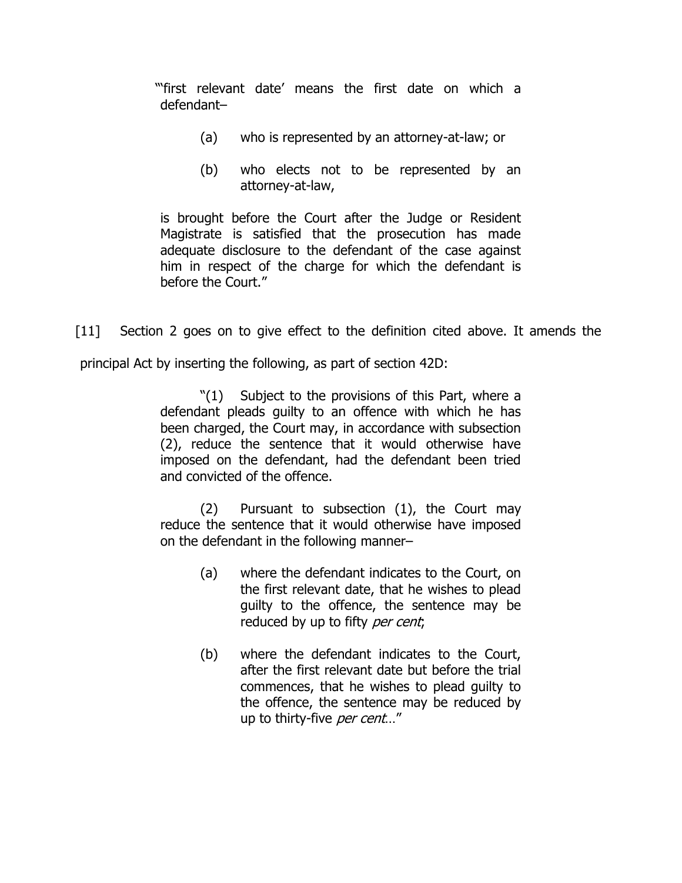> "'first relevant date' means the first date on which a defendant–
>
> (a) who is represented by an attorney-at-law; or
>
> (b) who elects not to be represented by an attorney-at-law,
>
> is brought before the Court after the Judge or Resident Magistrate is satisfied that the prosecution has made adequate disclosure to the defendant of the case against him in respect of the charge for which the defendant is before the Court."

[11] Section 2 goes on to give effect to the definition cited above. It amends the principal Act by inserting the following, as part of section 42D:

> "(1) Subject to the provisions of this Part, where a defendant pleads guilty to an offence with which he has been charged, the Court may, in accordance with subsection (2), reduce the sentence that it would otherwise have imposed on the defendant, had the defendant been tried and convicted of the offence.
>
> (2) Pursuant to subsection (1), the Court may reduce the sentence that it would otherwise have imposed on the defendant in the following manner–
>
> (a) where the defendant indicates to the Court, on the first relevant date, that he wishes to plead guilty to the offence, the sentence may be reduced by up to fifty *per cent*;
>
> (b) where the defendant indicates to the Court, after the first relevant date but before the trial commences, that he wishes to plead guilty to the offence, the sentence may be reduced by up to thirty-five *per cent*…"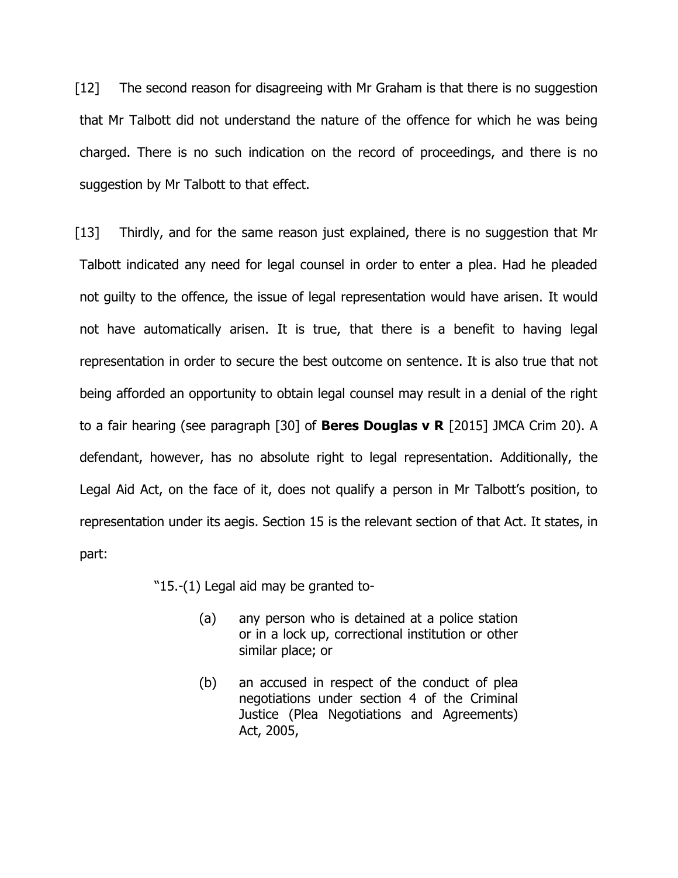[12] The second reason for disagreeing with Mr Graham is that there is no suggestion that Mr Talbott did not understand the nature of the offence for which he was being charged. There is no such indication on the record of proceedings, and there is no suggestion by Mr Talbott to that effect.

[13] Thirdly, and for the same reason just explained, there is no suggestion that Mr Talbott indicated any need for legal counsel in order to enter a plea. Had he pleaded not guilty to the offence, the issue of legal representation would have arisen. It would not have automatically arisen. It is true, that there is a benefit to having legal representation in order to secure the best outcome on sentence. It is also true that not being afforded an opportunity to obtain legal counsel may result in a denial of the right to a fair hearing (see paragraph [30] of **Beres Douglas v R** [2015] JMCA Crim 20). A defendant, however, has no absolute right to legal representation. Additionally, the Legal Aid Act, on the face of it, does not qualify a person in Mr Talbott's position, to representation under its aegis. Section 15 is the relevant section of that Act. It states, in part:

> "15.-(1) Legal aid may be granted to-
>
> (a) any person who is detained at a police station or in a lock up, correctional institution or other similar place; or
>
> (b) an accused in respect of the conduct of plea negotiations under section 4 of the Criminal Justice (Plea Negotiations and Agreements) Act, 2005,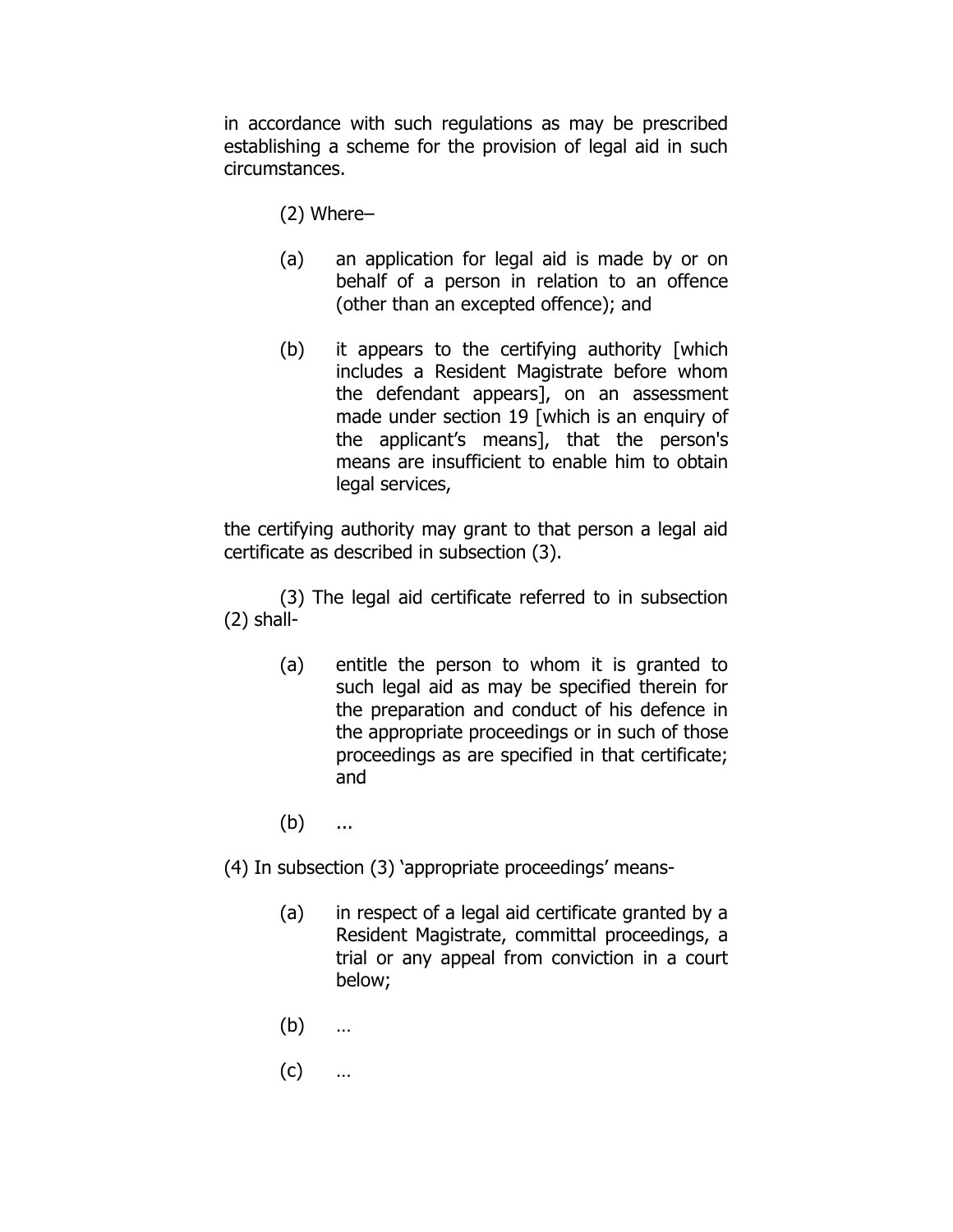in accordance with such regulations as may be prescribed establishing a scheme for the provision of legal aid in such circumstances.

(2) Where–

(a) an application for legal aid is made by or on behalf of a person in relation to an offence (other than an excepted offence); and

(b) it appears to the certifying authority [which includes a Resident Magistrate before whom the defendant appears], on an assessment made under section 19 [which is an enquiry of the applicant's means], that the person's means are insufficient to enable him to obtain legal services,

the certifying authority may grant to that person a legal aid certificate as described in subsection (3).

(3) The legal aid certificate referred to in subsection (2) shall-

(a) entitle the person to whom it is granted to such legal aid as may be specified therein for the preparation and conduct of his defence in the appropriate proceedings or in such of those proceedings as are specified in that certificate; and

(b) ...

(4) In subsection (3) 'appropriate proceedings' means-

(a) in respect of a legal aid certificate granted by a Resident Magistrate, committal proceedings, a trial or any appeal from conviction in a court below;

(b) …

(c) …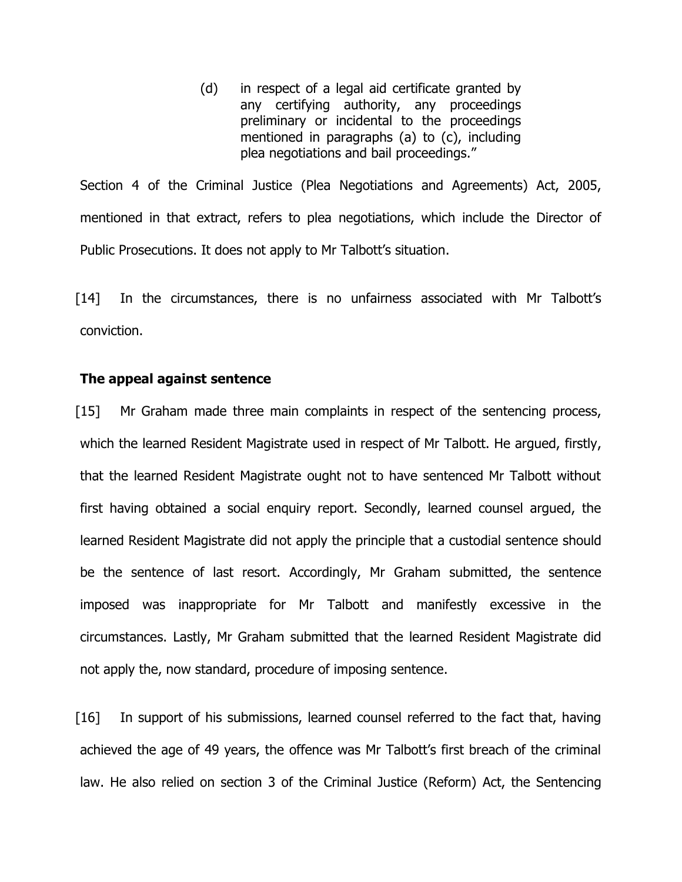> (d) in respect of a legal aid certificate granted by any certifying authority, any proceedings preliminary or incidental to the proceedings mentioned in paragraphs (a) to (c), including plea negotiations and bail proceedings."

Section 4 of the Criminal Justice (Plea Negotiations and Agreements) Act, 2005, mentioned in that extract, refers to plea negotiations, which include the Director of Public Prosecutions. It does not apply to Mr Talbott's situation.

[14] In the circumstances, there is no unfairness associated with Mr Talbott's conviction.

**The appeal against sentence**

[15] Mr Graham made three main complaints in respect of the sentencing process, which the learned Resident Magistrate used in respect of Mr Talbott. He argued, firstly, that the learned Resident Magistrate ought not to have sentenced Mr Talbott without first having obtained a social enquiry report. Secondly, learned counsel argued, the learned Resident Magistrate did not apply the principle that a custodial sentence should be the sentence of last resort. Accordingly, Mr Graham submitted, the sentence imposed was inappropriate for Mr Talbott and manifestly excessive in the circumstances. Lastly, Mr Graham submitted that the learned Resident Magistrate did not apply the, now standard, procedure of imposing sentence.

[16] In support of his submissions, learned counsel referred to the fact that, having achieved the age of 49 years, the offence was Mr Talbott's first breach of the criminal law. He also relied on section 3 of the Criminal Justice (Reform) Act, the Sentencing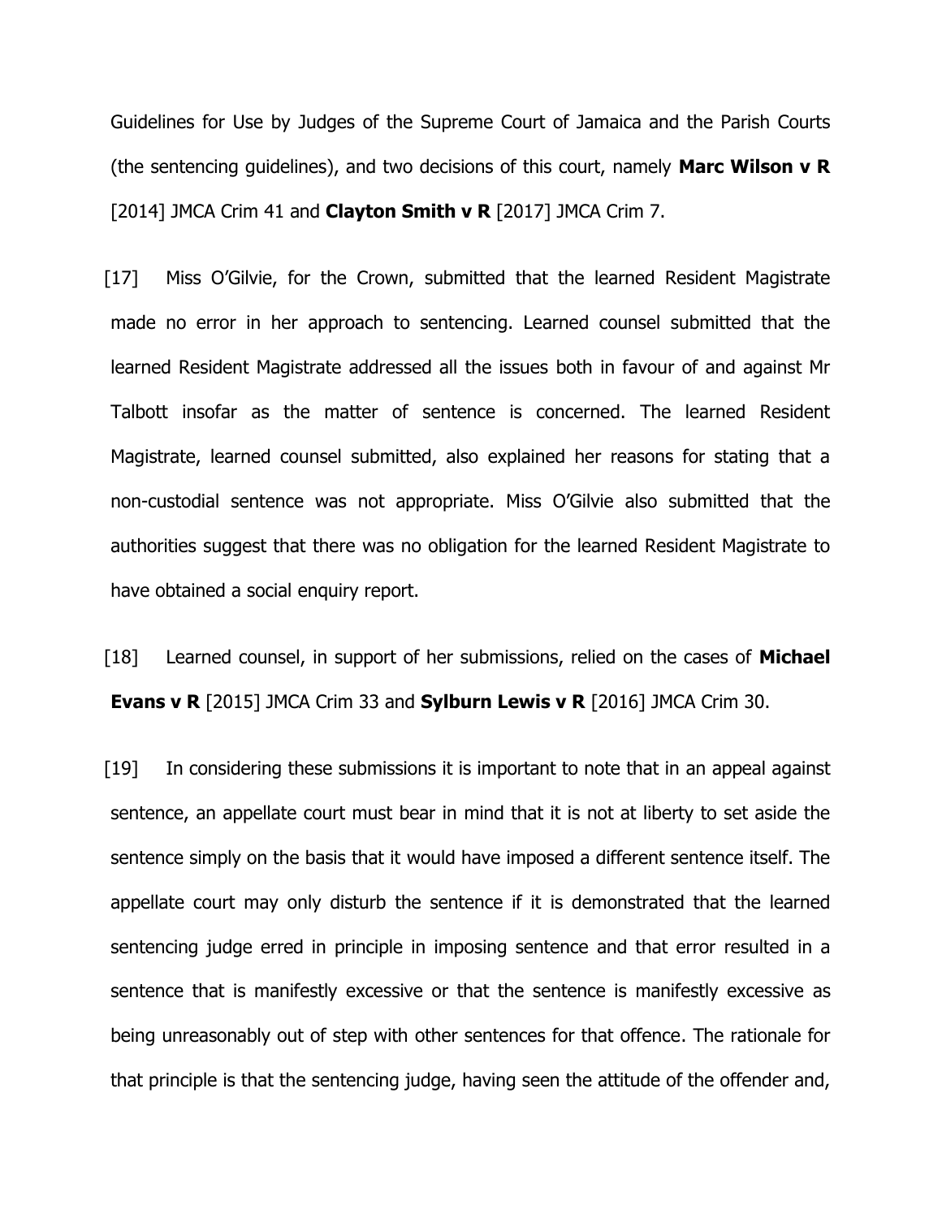Guidelines for Use by Judges of the Supreme Court of Jamaica and the Parish Courts (the sentencing guidelines), and two decisions of this court, namely **Marc Wilson v R** [2014] JMCA Crim 41 and **Clayton Smith v R** [2017] JMCA Crim 7.

[17] Miss O'Gilvie, for the Crown, submitted that the learned Resident Magistrate made no error in her approach to sentencing. Learned counsel submitted that the learned Resident Magistrate addressed all the issues both in favour of and against Mr Talbott insofar as the matter of sentence is concerned. The learned Resident Magistrate, learned counsel submitted, also explained her reasons for stating that a non-custodial sentence was not appropriate. Miss O'Gilvie also submitted that the authorities suggest that there was no obligation for the learned Resident Magistrate to have obtained a social enquiry report.

[18] Learned counsel, in support of her submissions, relied on the cases of **Michael Evans v R** [2015] JMCA Crim 33 and **Sylburn Lewis v R** [2016] JMCA Crim 30.

[19] In considering these submissions it is important to note that in an appeal against sentence, an appellate court must bear in mind that it is not at liberty to set aside the sentence simply on the basis that it would have imposed a different sentence itself. The appellate court may only disturb the sentence if it is demonstrated that the learned sentencing judge erred in principle in imposing sentence and that error resulted in a sentence that is manifestly excessive or that the sentence is manifestly excessive as being unreasonably out of step with other sentences for that offence. The rationale for that principle is that the sentencing judge, having seen the attitude of the offender and,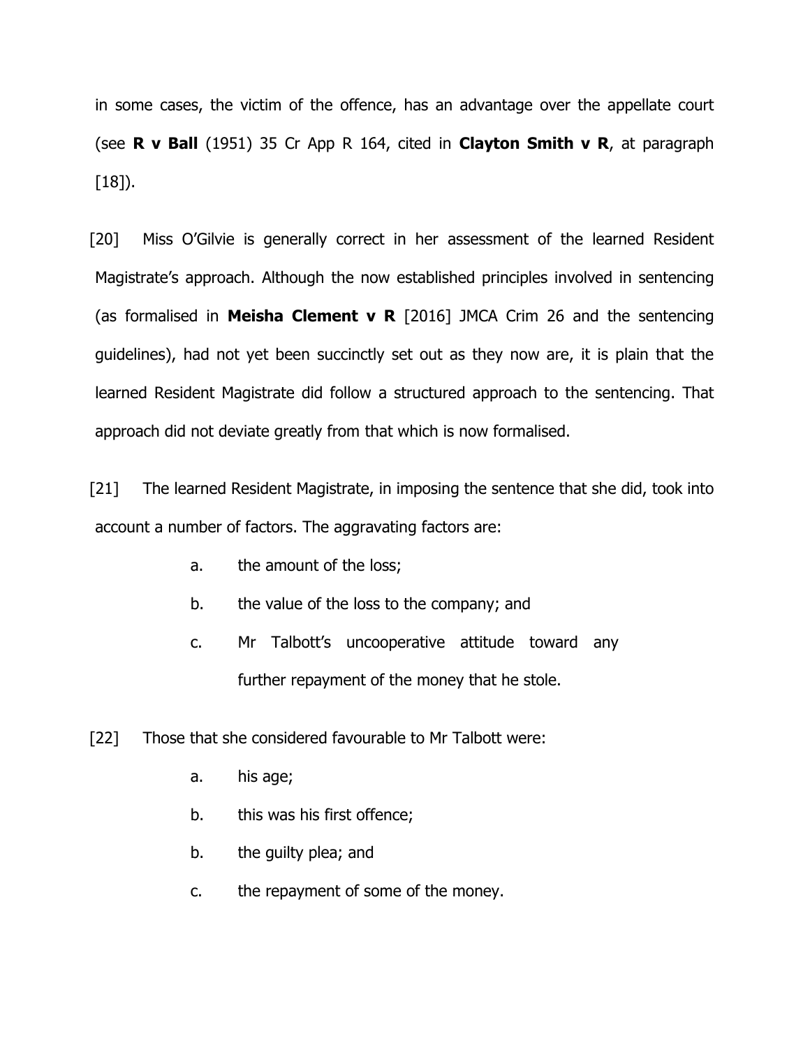in some cases, the victim of the offence, has an advantage over the appellate court (see **R v Ball** (1951) 35 Cr App R 164, cited in **Clayton Smith v R**, at paragraph [18]).

[20] Miss O'Gilvie is generally correct in her assessment of the learned Resident Magistrate's approach. Although the now established principles involved in sentencing (as formalised in **Meisha Clement v R** [2016] JMCA Crim 26 and the sentencing guidelines), had not yet been succinctly set out as they now are, it is plain that the learned Resident Magistrate did follow a structured approach to the sentencing. That approach did not deviate greatly from that which is now formalised.

[21] The learned Resident Magistrate, in imposing the sentence that she did, took into account a number of factors. The aggravating factors are:

a. the amount of the loss;

b. the value of the loss to the company; and

c. Mr Talbott's uncooperative attitude toward any further repayment of the money that he stole.

[22] Those that she considered favourable to Mr Talbott were:

a. his age;

b. this was his first offence;

b. the guilty plea; and

c. the repayment of some of the money.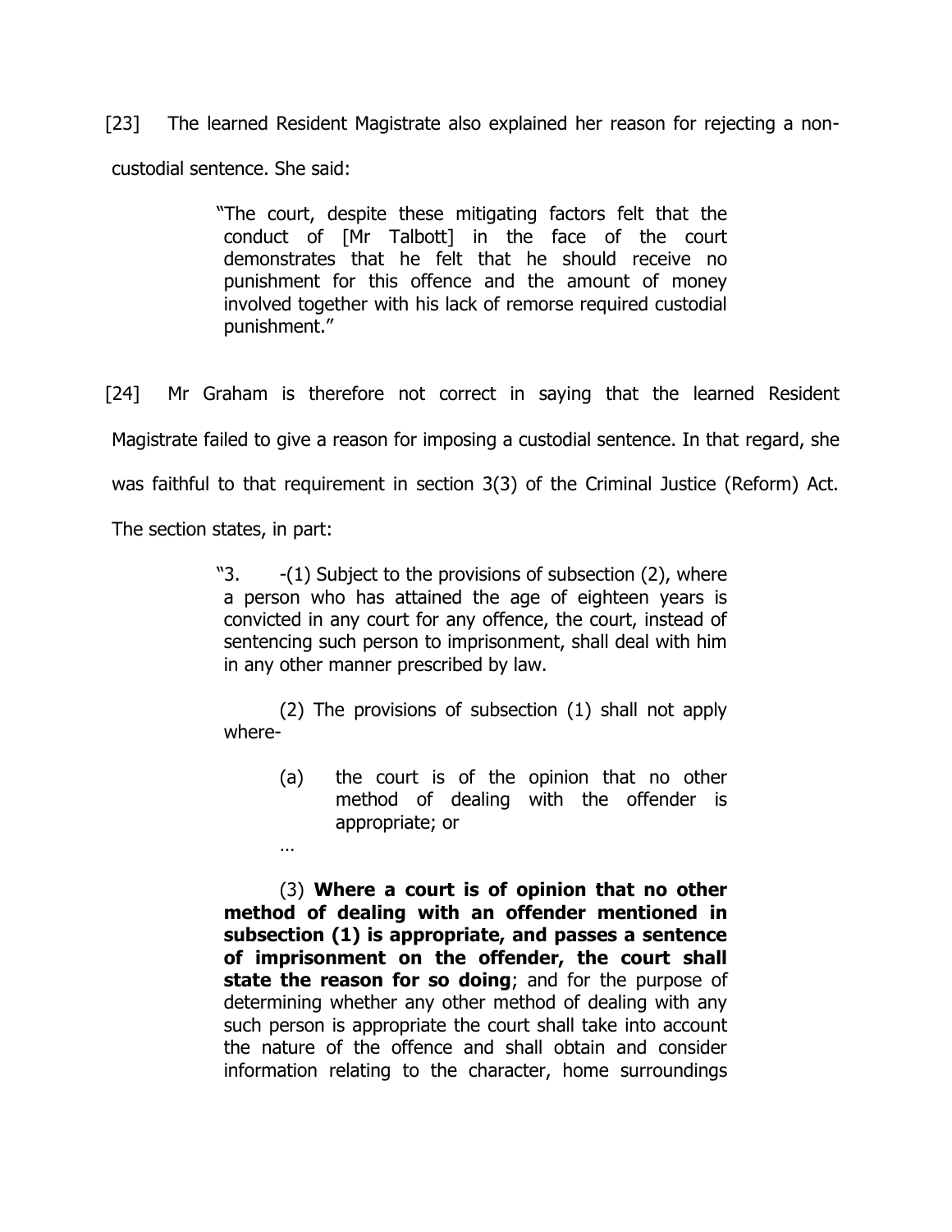[23] The learned Resident Magistrate also explained her reason for rejecting a non-custodial sentence. She said:

> "The court, despite these mitigating factors felt that the conduct of [Mr Talbott] in the face of the court demonstrates that he felt that he should receive no punishment for this offence and the amount of money involved together with his lack of remorse required custodial punishment."

[24] Mr Graham is therefore not correct in saying that the learned Resident Magistrate failed to give a reason for imposing a custodial sentence. In that regard, she was faithful to that requirement in section 3(3) of the Criminal Justice (Reform) Act. The section states, in part:

> "3. -(1) Subject to the provisions of subsection (2), where a person who has attained the age of eighteen years is convicted in any court for any offence, the court, instead of sentencing such person to imprisonment, shall deal with him in any other manner prescribed by law.
>
> (2) The provisions of subsection (1) shall not apply where-
>
> (a) the court is of the opinion that no other method of dealing with the offender is appropriate; or
>
> …
>
> (3) **Where a court is of opinion that no other method of dealing with an offender mentioned in subsection (1) is appropriate, and passes a sentence of imprisonment on the offender, the court shall state the reason for so doing**; and for the purpose of determining whether any other method of dealing with any such person is appropriate the court shall take into account the nature of the offence and shall obtain and consider information relating to the character, home surroundings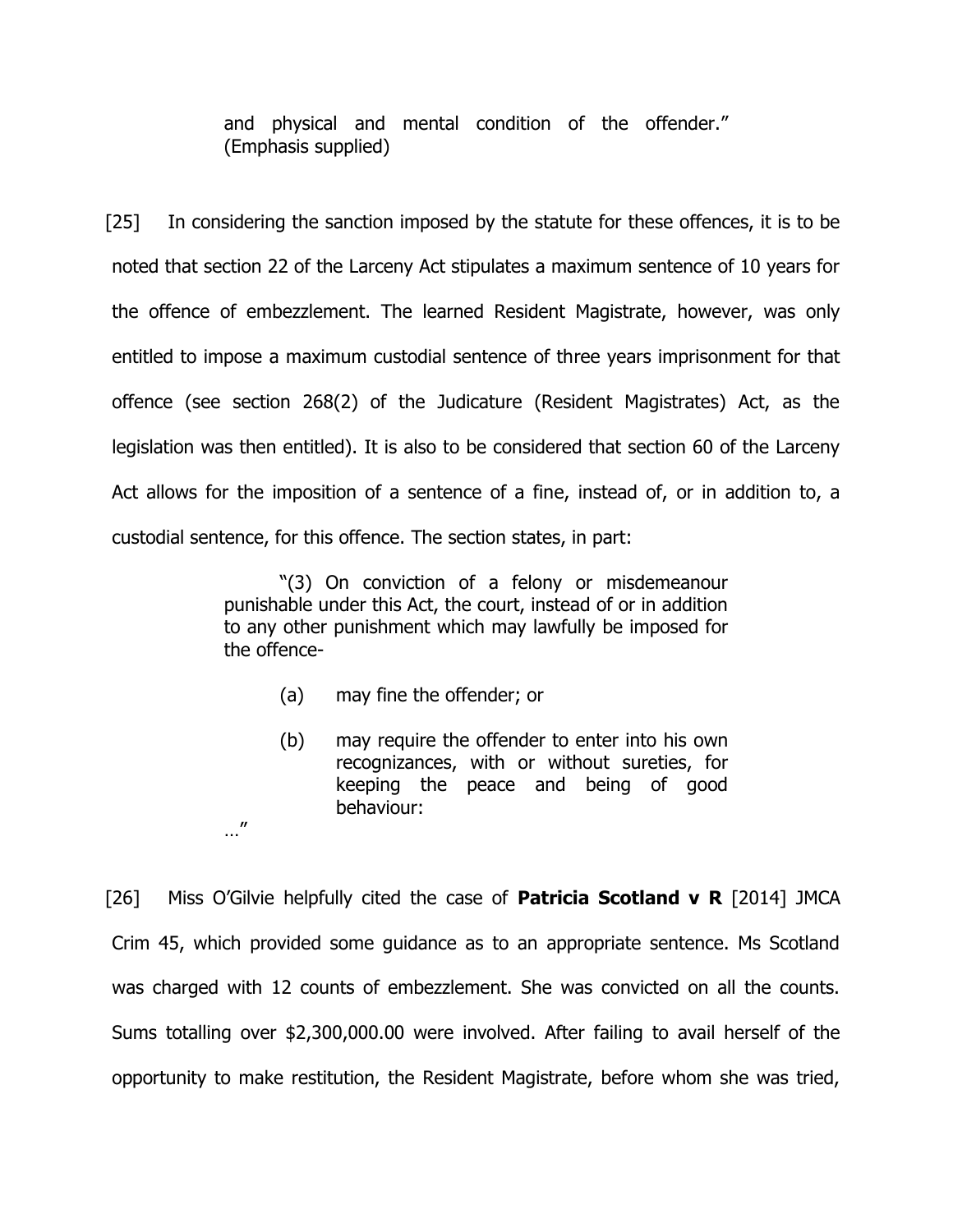> and physical and mental condition of the offender." (Emphasis supplied)

[25] In considering the sanction imposed by the statute for these offences, it is to be noted that section 22 of the Larceny Act stipulates a maximum sentence of 10 years for the offence of embezzlement. The learned Resident Magistrate, however, was only entitled to impose a maximum custodial sentence of three years imprisonment for that offence (see section 268(2) of the Judicature (Resident Magistrates) Act, as the legislation was then entitled). It is also to be considered that section 60 of the Larceny Act allows for the imposition of a sentence of a fine, instead of, or in addition to, a custodial sentence, for this offence. The section states, in part:

> "(3) On conviction of a felony or misdemeanour punishable under this Act, the court, instead of or in addition to any other punishment which may lawfully be imposed for the offence-
>
> (a) may fine the offender; or
>
> (b) may require the offender to enter into his own recognizances, with or without sureties, for keeping the peace and being of good behaviour:
>
> ..."

[26] Miss O'Gilvie helpfully cited the case of **Patricia Scotland v R** [2014] JMCA Crim 45, which provided some guidance as to an appropriate sentence. Ms Scotland was charged with 12 counts of embezzlement. She was convicted on all the counts. Sums totalling over $2,300,000.00 were involved. After failing to avail herself of the opportunity to make restitution, the Resident Magistrate, before whom she was tried,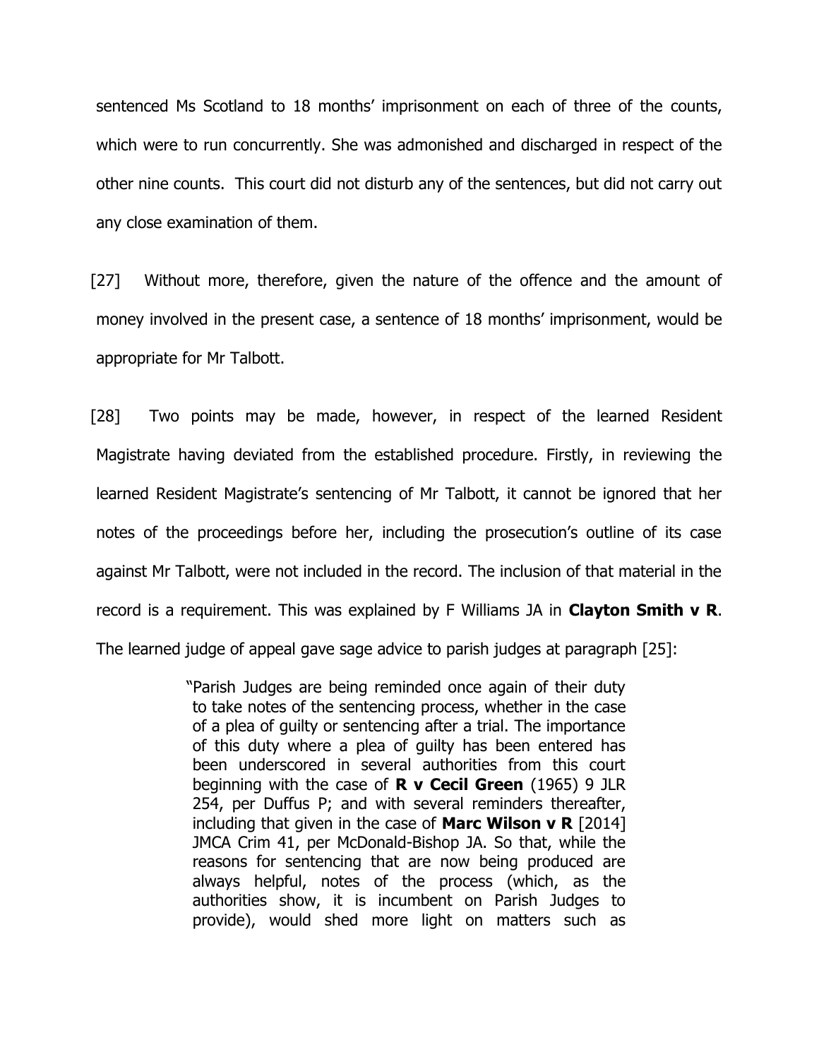sentenced Ms Scotland to 18 months' imprisonment on each of three of the counts, which were to run concurrently. She was admonished and discharged in respect of the other nine counts. This court did not disturb any of the sentences, but did not carry out any close examination of them.

[27] Without more, therefore, given the nature of the offence and the amount of money involved in the present case, a sentence of 18 months' imprisonment, would be appropriate for Mr Talbott.

[28] Two points may be made, however, in respect of the learned Resident Magistrate having deviated from the established procedure. Firstly, in reviewing the learned Resident Magistrate's sentencing of Mr Talbott, it cannot be ignored that her notes of the proceedings before her, including the prosecution's outline of its case against Mr Talbott, were not included in the record. The inclusion of that material in the record is a requirement. This was explained by F Williams JA in **Clayton Smith v R**. The learned judge of appeal gave sage advice to parish judges at paragraph [25]:

> "Parish Judges are being reminded once again of their duty to take notes of the sentencing process, whether in the case of a plea of guilty or sentencing after a trial. The importance of this duty where a plea of guilty has been entered has been underscored in several authorities from this court beginning with the case of **R v Cecil Green** (1965) 9 JLR 254, per Duffus P; and with several reminders thereafter, including that given in the case of **Marc Wilson v R** [2014] JMCA Crim 41, per McDonald-Bishop JA. So that, while the reasons for sentencing that are now being produced are always helpful, notes of the process (which, as the authorities show, it is incumbent on Parish Judges to provide), would shed more light on matters such as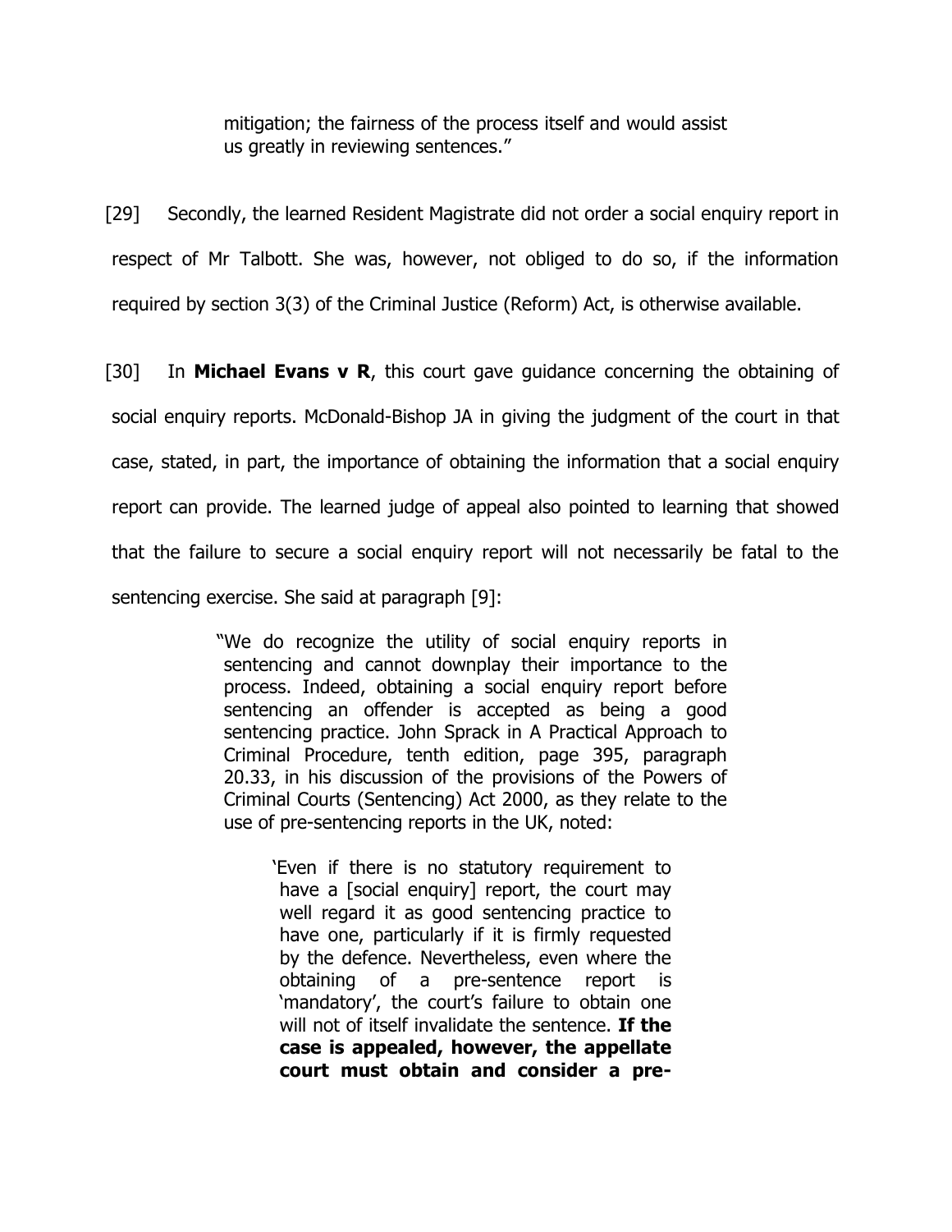> mitigation; the fairness of the process itself and would assist us greatly in reviewing sentences."

[29] Secondly, the learned Resident Magistrate did not order a social enquiry report in respect of Mr Talbott. She was, however, not obliged to do so, if the information required by section 3(3) of the Criminal Justice (Reform) Act, is otherwise available.

[30] In **Michael Evans v R**, this court gave guidance concerning the obtaining of social enquiry reports. McDonald-Bishop JA in giving the judgment of the court in that case, stated, in part, the importance of obtaining the information that a social enquiry report can provide. The learned judge of appeal also pointed to learning that showed that the failure to secure a social enquiry report will not necessarily be fatal to the sentencing exercise. She said at paragraph [9]:

> "We do recognize the utility of social enquiry reports in sentencing and cannot downplay their importance to the process. Indeed, obtaining a social enquiry report before sentencing an offender is accepted as being a good sentencing practice. John Sprack in A Practical Approach to Criminal Procedure, tenth edition, page 395, paragraph 20.33, in his discussion of the provisions of the Powers of Criminal Courts (Sentencing) Act 2000, as they relate to the use of pre-sentencing reports in the UK, noted:
>
> > 'Even if there is no statutory requirement to have a [social enquiry] report, the court may well regard it as good sentencing practice to have one, particularly if it is firmly requested by the defence. Nevertheless, even where the obtaining of a pre-sentence report is 'mandatory', the court's failure to obtain one will not of itself invalidate the sentence. **If the case is appealed, however, the appellate court must obtain and consider a pre-**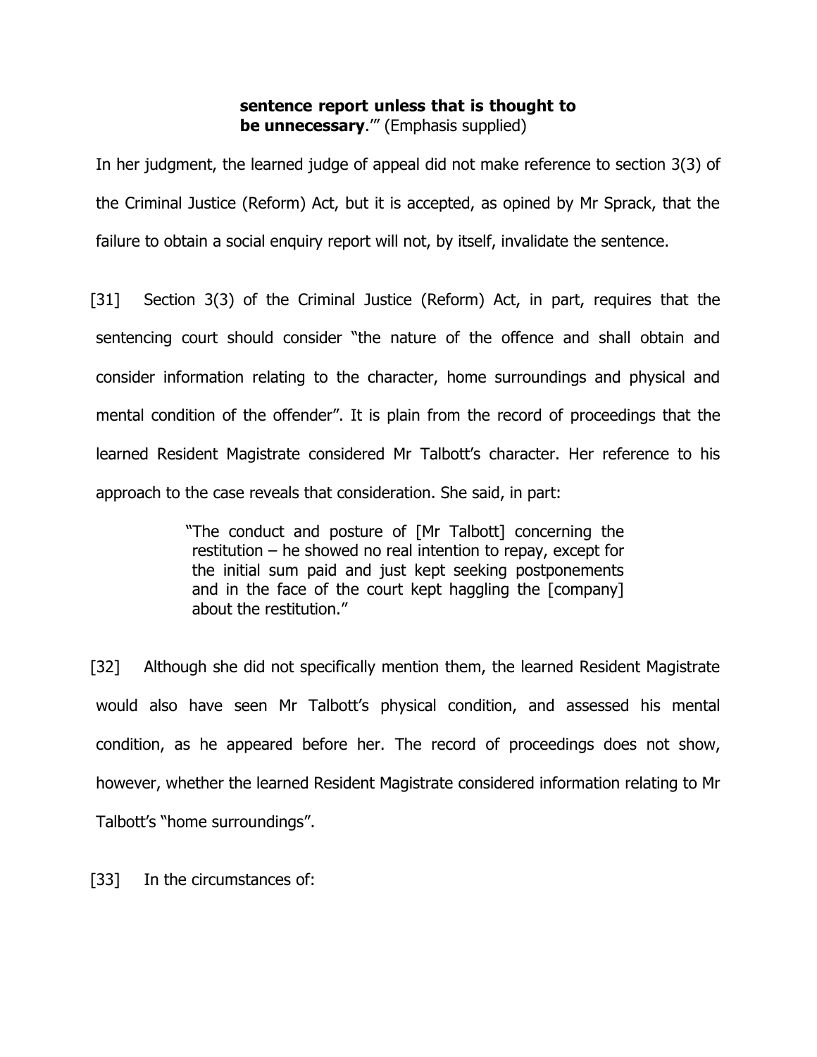> **sentence report unless that is thought to be unnecessary**.'" (Emphasis supplied)

In her judgment, the learned judge of appeal did not make reference to section 3(3) of the Criminal Justice (Reform) Act, but it is accepted, as opined by Mr Sprack, that the failure to obtain a social enquiry report will not, by itself, invalidate the sentence.

[31] Section 3(3) of the Criminal Justice (Reform) Act, in part, requires that the sentencing court should consider "the nature of the offence and shall obtain and consider information relating to the character, home surroundings and physical and mental condition of the offender". It is plain from the record of proceedings that the learned Resident Magistrate considered Mr Talbott's character. Her reference to his approach to the case reveals that consideration. She said, in part:

> "The conduct and posture of [Mr Talbott] concerning the restitution – he showed no real intention to repay, except for the initial sum paid and just kept seeking postponements and in the face of the court kept haggling the [company] about the restitution."

[32] Although she did not specifically mention them, the learned Resident Magistrate would also have seen Mr Talbott's physical condition, and assessed his mental condition, as he appeared before her. The record of proceedings does not show, however, whether the learned Resident Magistrate considered information relating to Mr Talbott's "home surroundings".

[33] In the circumstances of: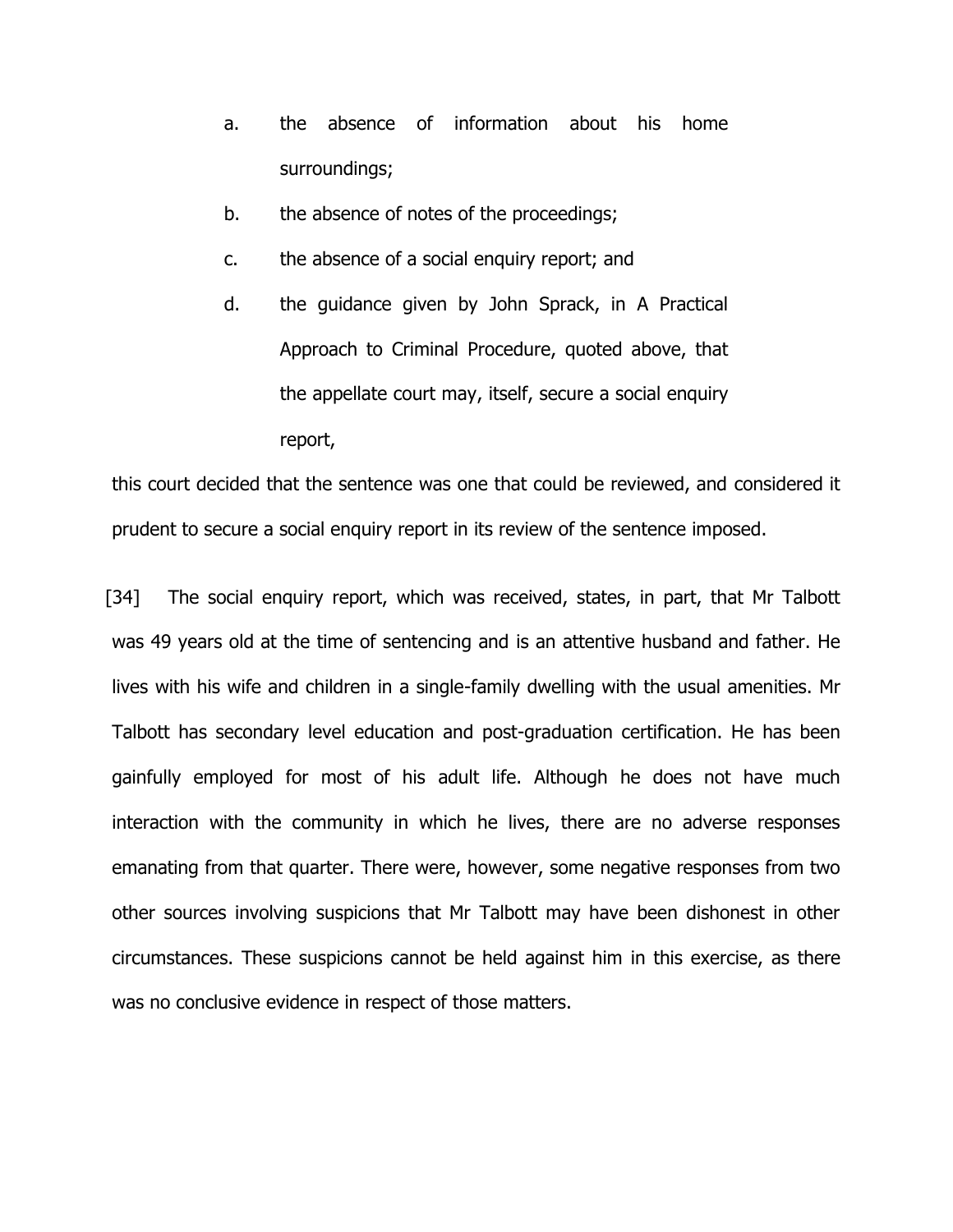a. the absence of information about his home surroundings;

b. the absence of notes of the proceedings;

c. the absence of a social enquiry report; and

d. the guidance given by John Sprack, in A Practical Approach to Criminal Procedure, quoted above, that the appellate court may, itself, secure a social enquiry report,

this court decided that the sentence was one that could be reviewed, and considered it prudent to secure a social enquiry report in its review of the sentence imposed.

[34] The social enquiry report, which was received, states, in part, that Mr Talbott was 49 years old at the time of sentencing and is an attentive husband and father. He lives with his wife and children in a single-family dwelling with the usual amenities. Mr Talbott has secondary level education and post-graduation certification. He has been gainfully employed for most of his adult life. Although he does not have much interaction with the community in which he lives, there are no adverse responses emanating from that quarter. There were, however, some negative responses from two other sources involving suspicions that Mr Talbott may have been dishonest in other circumstances. These suspicions cannot be held against him in this exercise, as there was no conclusive evidence in respect of those matters.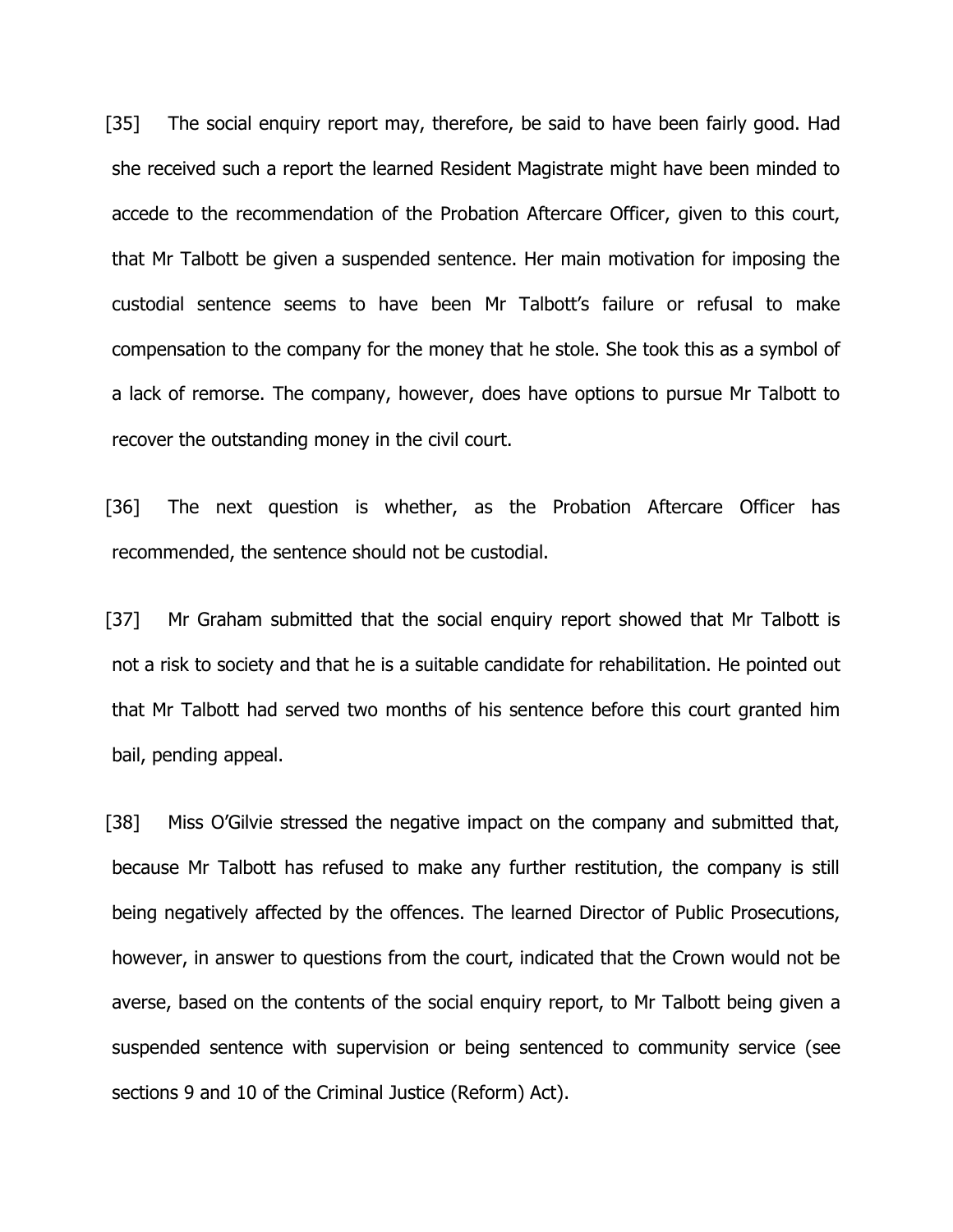[35] The social enquiry report may, therefore, be said to have been fairly good. Had she received such a report the learned Resident Magistrate might have been minded to accede to the recommendation of the Probation Aftercare Officer, given to this court, that Mr Talbott be given a suspended sentence. Her main motivation for imposing the custodial sentence seems to have been Mr Talbott's failure or refusal to make compensation to the company for the money that he stole. She took this as a symbol of a lack of remorse. The company, however, does have options to pursue Mr Talbott to recover the outstanding money in the civil court.

[36] The next question is whether, as the Probation Aftercare Officer has recommended, the sentence should not be custodial.

[37] Mr Graham submitted that the social enquiry report showed that Mr Talbott is not a risk to society and that he is a suitable candidate for rehabilitation. He pointed out that Mr Talbott had served two months of his sentence before this court granted him bail, pending appeal.

[38] Miss O'Gilvie stressed the negative impact on the company and submitted that, because Mr Talbott has refused to make any further restitution, the company is still being negatively affected by the offences. The learned Director of Public Prosecutions, however, in answer to questions from the court, indicated that the Crown would not be averse, based on the contents of the social enquiry report, to Mr Talbott being given a suspended sentence with supervision or being sentenced to community service (see sections 9 and 10 of the Criminal Justice (Reform) Act).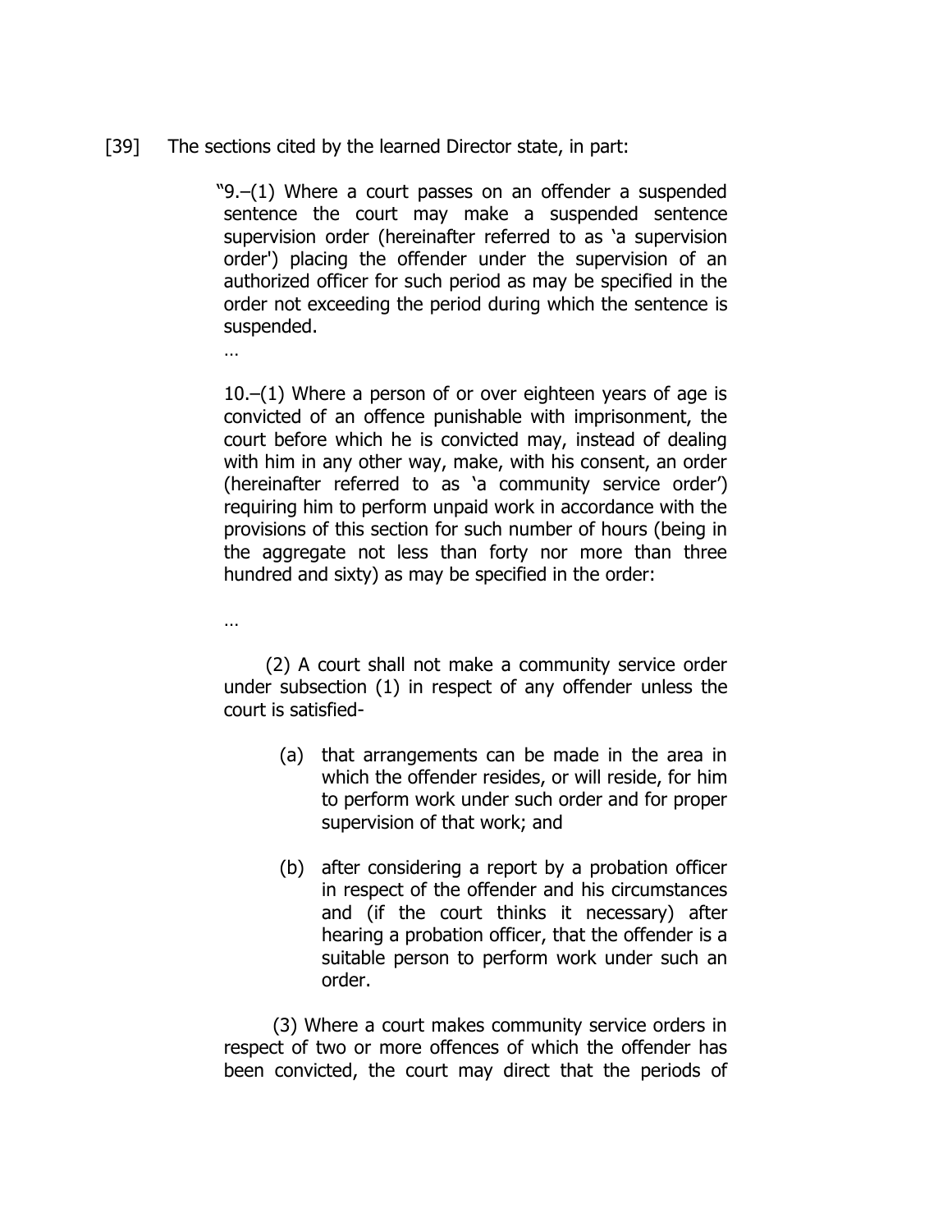[39] The sections cited by the learned Director state, in part:

> "9.–(1) Where a court passes on an offender a suspended sentence the court may make a suspended sentence supervision order (hereinafter referred to as 'a supervision order') placing the offender under the supervision of an authorized officer for such period as may be specified in the order not exceeding the period during which the sentence is suspended.
>
> …
>
> 10.–(1) Where a person of or over eighteen years of age is convicted of an offence punishable with imprisonment, the court before which he is convicted may, instead of dealing with him in any other way, make, with his consent, an order (hereinafter referred to as 'a community service order') requiring him to perform unpaid work in accordance with the provisions of this section for such number of hours (being in the aggregate not less than forty nor more than three hundred and sixty) as may be specified in the order:
>
> …
>
> (2) A court shall not make a community service order under subsection (1) in respect of any offender unless the court is satisfied-
>
> (a) that arrangements can be made in the area in which the offender resides, or will reside, for him to perform work under such order and for proper supervision of that work; and
>
> (b) after considering a report by a probation officer in respect of the offender and his circumstances and (if the court thinks it necessary) after hearing a probation officer, that the offender is a suitable person to perform work under such an order.
>
> (3) Where a court makes community service orders in respect of two or more offences of which the offender has been convicted, the court may direct that the periods of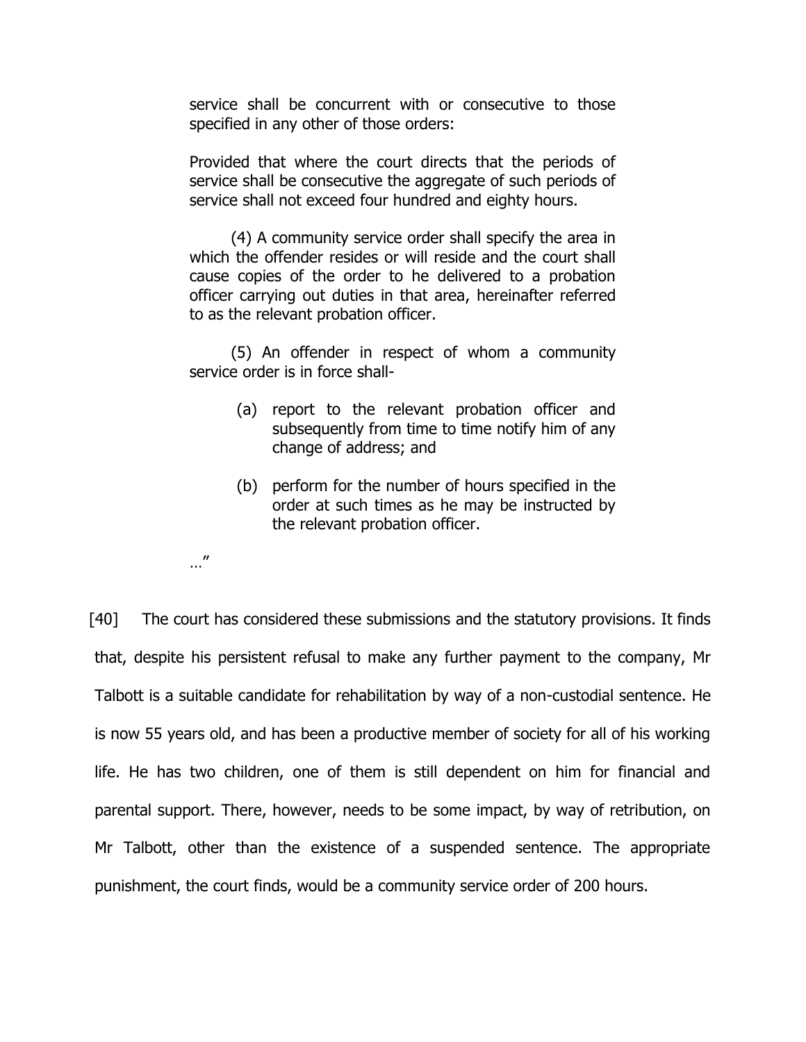service shall be concurrent with or consecutive to those specified in any other of those orders:

Provided that where the court directs that the periods of service shall be consecutive the aggregate of such periods of service shall not exceed four hundred and eighty hours.

(4) A community service order shall specify the area in which the offender resides or will reside and the court shall cause copies of the order to he delivered to a probation officer carrying out duties in that area, hereinafter referred to as the relevant probation officer.

(5) An offender in respect of whom a community service order is in force shall-

(a) report to the relevant probation officer and subsequently from time to time notify him of any change of address; and

(b) perform for the number of hours specified in the order at such times as he may be instructed by the relevant probation officer.

…"

[40] The court has considered these submissions and the statutory provisions. It finds that, despite his persistent refusal to make any further payment to the company, Mr Talbott is a suitable candidate for rehabilitation by way of a non-custodial sentence. He is now 55 years old, and has been a productive member of society for all of his working life. He has two children, one of them is still dependent on him for financial and parental support. There, however, needs to be some impact, by way of retribution, on Mr Talbott, other than the existence of a suspended sentence. The appropriate punishment, the court finds, would be a community service order of 200 hours.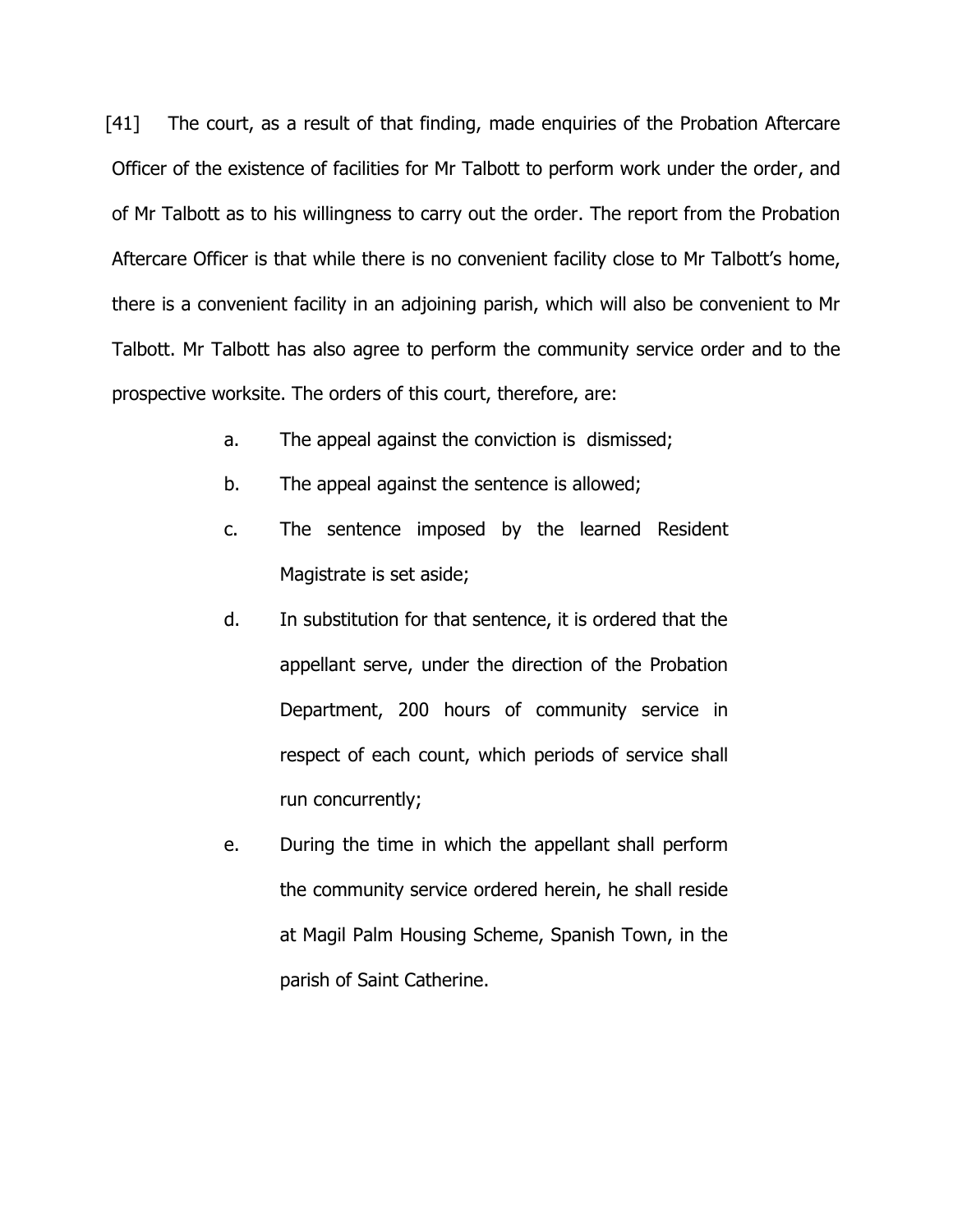[41] The court, as a result of that finding, made enquiries of the Probation Aftercare Officer of the existence of facilities for Mr Talbott to perform work under the order, and of Mr Talbott as to his willingness to carry out the order. The report from the Probation Aftercare Officer is that while there is no convenient facility close to Mr Talbott's home, there is a convenient facility in an adjoining parish, which will also be convenient to Mr Talbott. Mr Talbott has also agree to perform the community service order and to the prospective worksite. The orders of this court, therefore, are:

a. The appeal against the conviction is dismissed;

b. The appeal against the sentence is allowed;

c. The sentence imposed by the learned Resident Magistrate is set aside;

d. In substitution for that sentence, it is ordered that the appellant serve, under the direction of the Probation Department, 200 hours of community service in respect of each count, which periods of service shall run concurrently;

e. During the time in which the appellant shall perform the community service ordered herein, he shall reside at Magil Palm Housing Scheme, Spanish Town, in the parish of Saint Catherine.